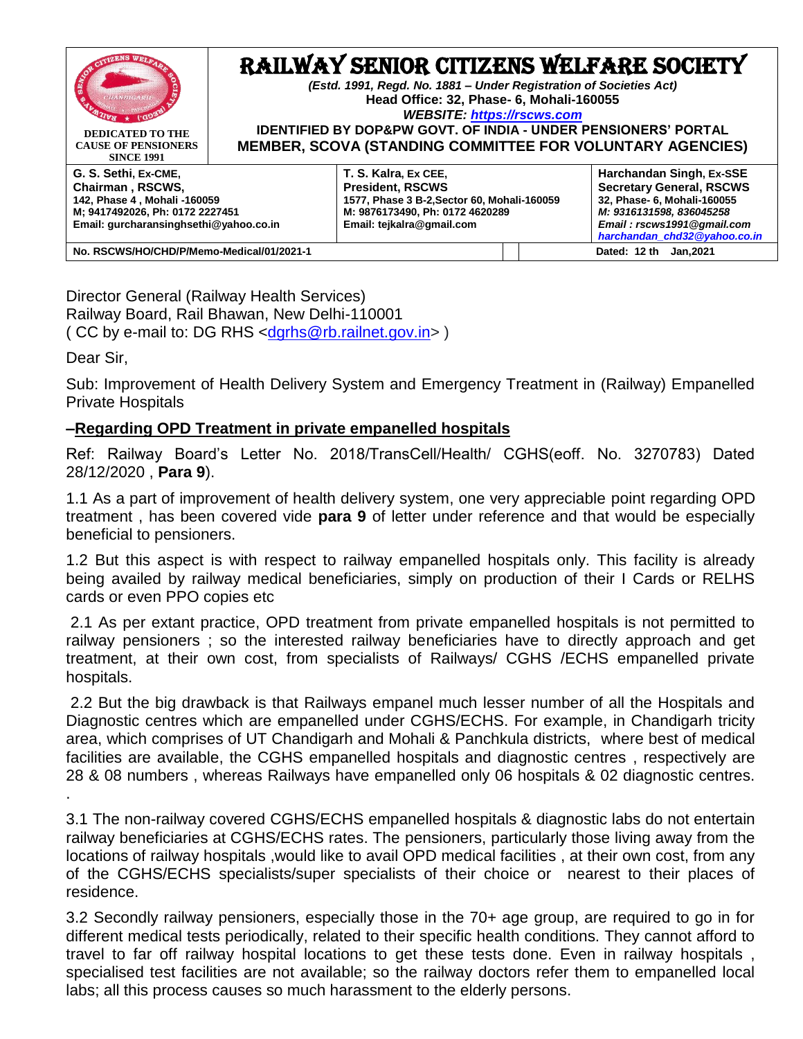# RAILWAY SENIOR CITIZENS WELFARE SOCIETY

*(Estd. 1991, Regd. No. 1881 – Under Registration of Societies Act)*
**Head Office: 32, Phase- 6, Mohali-160055**
***WEBSITE: https://rscws.com***
**IDENTIFIED BY DOP&PW GOVT. OF INDIA - UNDER PENSIONERS' PORTAL**
**MEMBER, SCOVA (STANDING COMMITTEE FOR VOLUNTARY AGENCIES)**

**DEDICATED TO THE CAUSE OF PENSIONERS SINCE 1991**

| G. S. Sethi, Ex-CME, Chairman , RSCWS, 142, Phase 4 , Mohali -160059 M; 9417492026, Ph: 0172 2227451 Email: gurcharansinghsethi@yahoo.co.in | T. S. Kalra, Ex CEE, President, RSCWS 1577, Phase 3 B-2,Sector 60, Mohali-160059 M: 9876173490, Ph: 0172 4620289 Email: tejkalra@gmail.com | Harchandan Singh, Ex-SSE Secretary General, RSCWS 32, Phase- 6, Mohali-160055 M: 9316131598, 836045258 Email : rscws1991@gmail.com harchandan_chd32@yahoo.co.in |
|---|---|---|
| **No. RSCWS/HO/CHD/P/Memo-Medical/01/2021-1** | | **Dated: 12 th Jan,2021** |

Director General (Railway Health Services)
Railway Board, Rail Bhawan, New Delhi-110001
( CC by e-mail to: DG RHS <dgrhs@rb.railnet.gov.in> )

Dear Sir,

Sub: Improvement of Health Delivery System and Emergency Treatment in (Railway) Empanelled Private Hospitals

**–Regarding OPD Treatment in private empanelled hospitals**

Ref: Railway Board's Letter No. 2018/TransCell/Health/ CGHS(eoff. No. 3270783) Dated 28/12/2020 , **Para 9**).

1.1 As a part of improvement of health delivery system, one very appreciable point regarding OPD treatment , has been covered vide **para 9** of letter under reference and that would be especially beneficial to pensioners.

1.2 But this aspect is with respect to railway empanelled hospitals only. This facility is already being availed by railway medical beneficiaries, simply on production of their I Cards or RELHS cards or even PPO copies etc

2.1 As per extant practice, OPD treatment from private empanelled hospitals is not permitted to railway pensioners ; so the interested railway beneficiaries have to directly approach and get treatment, at their own cost, from specialists of Railways/ CGHS /ECHS empanelled private hospitals.

2.2 But the big drawback is that Railways empanel much lesser number of all the Hospitals and Diagnostic centres which are empanelled under CGHS/ECHS. For example, in Chandigarh tricity area, which comprises of UT Chandigarh and Mohali & Panchkula districts, where best of medical facilities are available, the CGHS empanelled hospitals and diagnostic centres , respectively are 28 & 08 numbers , whereas Railways have empanelled only 06 hospitals & 02 diagnostic centres.

.

3.1 The non-railway covered CGHS/ECHS empanelled hospitals & diagnostic labs do not entertain railway beneficiaries at CGHS/ECHS rates. The pensioners, particularly those living away from the locations of railway hospitals ,would like to avail OPD medical facilities , at their own cost, from any of the CGHS/ECHS specialists/super specialists of their choice or nearest to their places of residence.

3.2 Secondly railway pensioners, especially those in the 70+ age group, are required to go in for different medical tests periodically, related to their specific health conditions. They cannot afford to travel to far off railway hospital locations to get these tests done. Even in railway hospitals , specialised test facilities are not available; so the railway doctors refer them to empanelled local labs; all this process causes so much harassment to the elderly persons.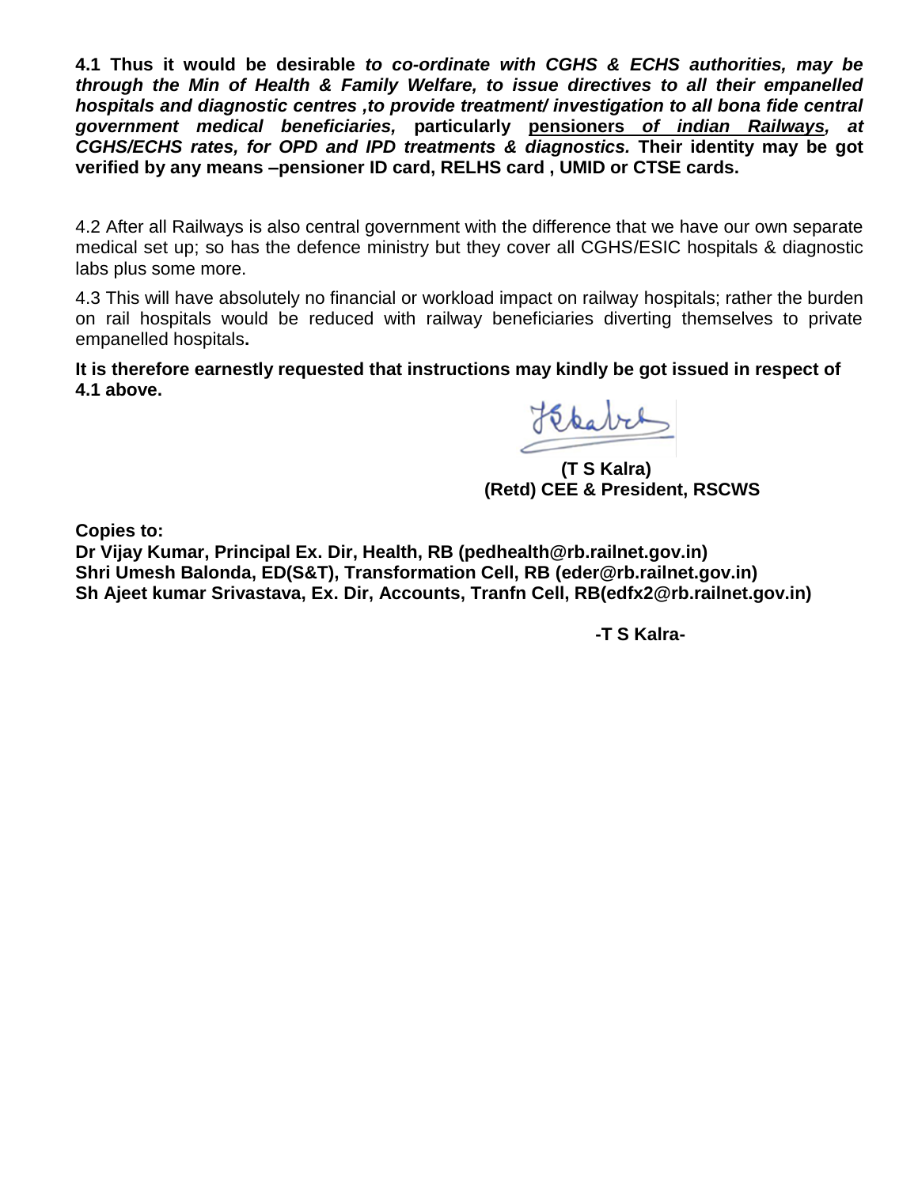**4.1 Thus it would be desirable** ***to co-ordinate with CGHS & ECHS authorities, may be through the Min of Health & Family Welfare, to issue directives to all their empanelled hospitals and diagnostic centres ,to provide treatment/ investigation to all bona fide central government medical beneficiaries,*** **particularly** **pensioners** ***of indian Railways, at CGHS/ECHS rates, for OPD and IPD treatments & diagnostics.*** **Their identity may be got verified by any means –pensioner ID card, RELHS card , UMID or CTSE cards.**

4.2 After all Railways is also central government with the difference that we have our own separate medical set up; so has the defence ministry but they cover all CGHS/ESIC hospitals & diagnostic labs plus some more.

4.3 This will have absolutely no financial or workload impact on railway hospitals; rather the burden on rail hospitals would be reduced with railway beneficiaries diverting themselves to private empanelled hospitals**.**

**It is therefore earnestly requested that instructions may kindly be got issued in respect of 4.1 above.**

**(T S Kalra)**
**(Retd) CEE & President, RSCWS**

**Copies to:**
**Dr Vijay Kumar, Principal Ex. Dir, Health, RB (pedhealth@rb.railnet.gov.in)**
**Shri Umesh Balonda, ED(S&T), Transformation Cell, RB (eder@rb.railnet.gov.in)**
**Sh Ajeet kumar Srivastava, Ex. Dir, Accounts, Tranfn Cell, RB(edfx2@rb.railnet.gov.in)**

**-T S Kalra-**